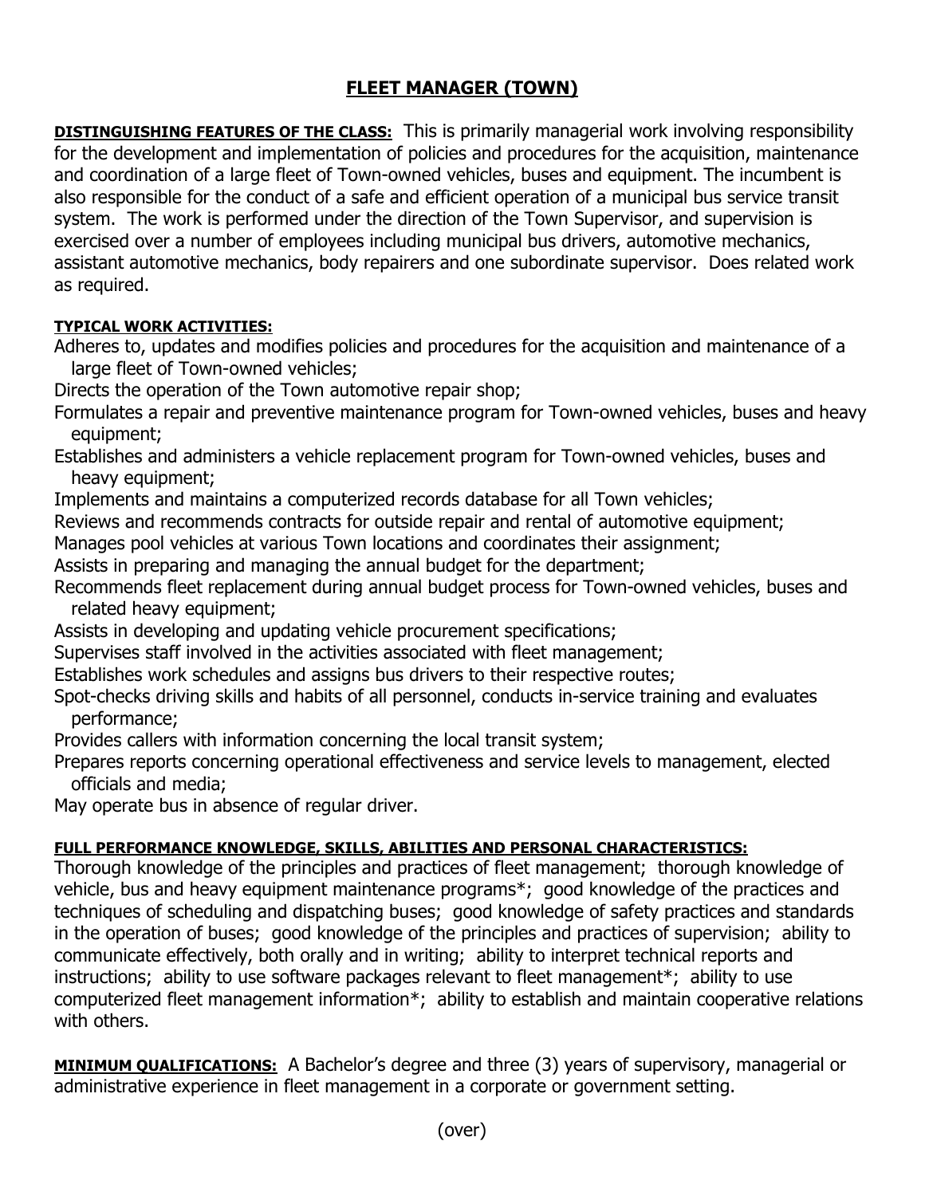# FLEET MANAGER (TOWN)

**DISTINGUISHING FEATURES OF THE CLASS:** This is primarily managerial work involving responsibility for the development and implementation of policies and procedures for the acquisition, maintenance and coordination of a large fleet of Town-owned vehicles, buses and equipment. The incumbent is also responsible for the conduct of a safe and efficient operation of a municipal bus service transit system. The work is performed under the direction of the Town Supervisor, and supervision is exercised over a number of employees including municipal bus drivers, automotive mechanics, assistant automotive mechanics, body repairers and one subordinate supervisor. Does related work as required.

**TYPICAL WORK ACTIVITIES:**

Adheres to, updates and modifies policies and procedures for the acquisition and maintenance of a large fleet of Town-owned vehicles;

Directs the operation of the Town automotive repair shop;

Formulates a repair and preventive maintenance program for Town-owned vehicles, buses and heavy equipment;

Establishes and administers a vehicle replacement program for Town-owned vehicles, buses and heavy equipment;

Implements and maintains a computerized records database for all Town vehicles;

Reviews and recommends contracts for outside repair and rental of automotive equipment;

Manages pool vehicles at various Town locations and coordinates their assignment;

Assists in preparing and managing the annual budget for the department;

Recommends fleet replacement during annual budget process for Town-owned vehicles, buses and related heavy equipment;

Assists in developing and updating vehicle procurement specifications;

Supervises staff involved in the activities associated with fleet management;

Establishes work schedules and assigns bus drivers to their respective routes;

Spot-checks driving skills and habits of all personnel, conducts in-service training and evaluates performance;

Provides callers with information concerning the local transit system;

Prepares reports concerning operational effectiveness and service levels to management, elected officials and media;

May operate bus in absence of regular driver.

**FULL PERFORMANCE KNOWLEDGE, SKILLS, ABILITIES AND PERSONAL CHARACTERISTICS:**
Thorough knowledge of the principles and practices of fleet management; thorough knowledge of vehicle, bus and heavy equipment maintenance programs*; good knowledge of the practices and techniques of scheduling and dispatching buses; good knowledge of safety practices and standards in the operation of buses; good knowledge of the principles and practices of supervision; ability to communicate effectively, both orally and in writing; ability to interpret technical reports and instructions; ability to use software packages relevant to fleet management*; ability to use computerized fleet management information*; ability to establish and maintain cooperative relations with others.

**MINIMUM QUALIFICATIONS:** A Bachelor's degree and three (3) years of supervisory, managerial or administrative experience in fleet management in a corporate or government setting.

(over)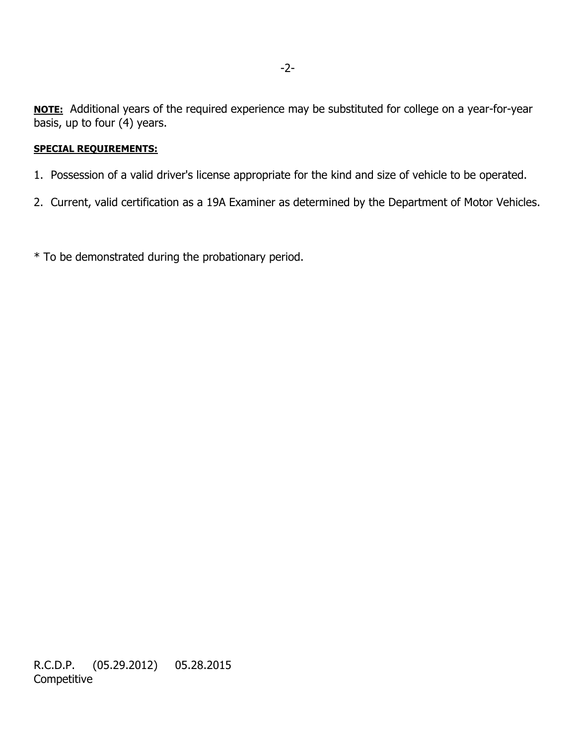**NOTE:** Additional years of the required experience may be substituted for college on a year-for-year basis, up to four (4) years.

**SPECIAL REQUIREMENTS:**

1. Possession of a valid driver's license appropriate for the kind and size of vehicle to be operated.

2. Current, valid certification as a 19A Examiner as determined by the Department of Motor Vehicles.

* To be demonstrated during the probationary period.

R.C.D.P. (05.29.2012) 05.28.2015
Competitive